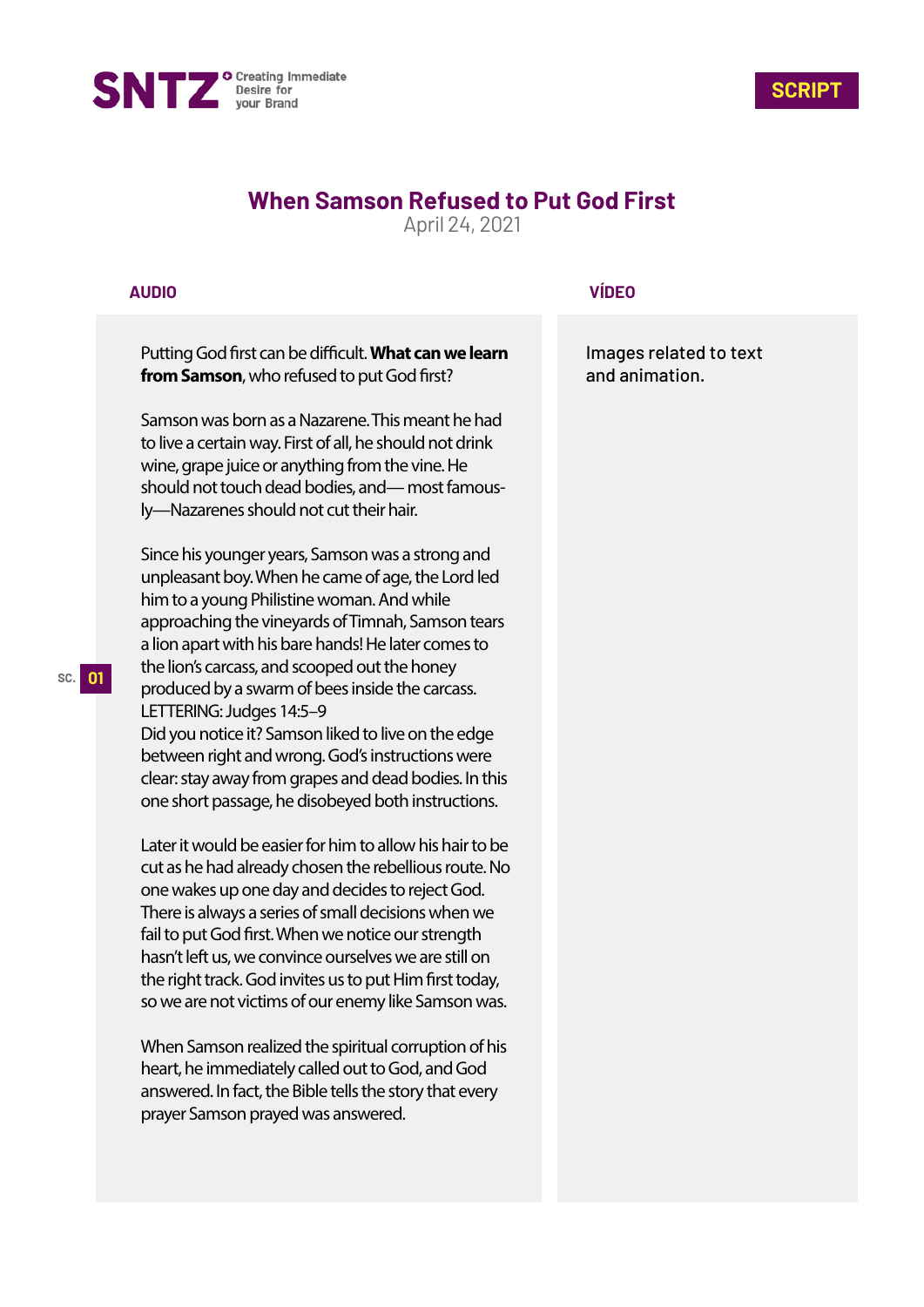SNTZ Creating Immediate Desire for your Brand

**SCRIPT**

# When Samson Refused to Put God First

April 24, 2021

| AUDIO | VÍDEO |
|---|---|
| Putting God first can be difficult. **What can we learn from Samson**, who refused to put God first? | Images related to text and animation. |

SC. 01

**AUDIO**

Putting God first can be difficult. **What can we learn from Samson**, who refused to put God first?

Samson was born as a Nazarene. This meant he had to live a certain way. First of all, he should not drink wine, grape juice or anything from the vine. He should not touch dead bodies, and— most famously—Nazarenes should not cut their hair.

Since his younger years, Samson was a strong and unpleasant boy. When he came of age, the Lord led him to a young Philistine woman. And while approaching the vineyards of Timnah, Samson tears a lion apart with his bare hands! He later comes to the lion's carcass, and scooped out the honey produced by a swarm of bees inside the carcass.
LETTERING: Judges 14:5–9
Did you notice it? Samson liked to live on the edge between right and wrong. God's instructions were clear: stay away from grapes and dead bodies. In this one short passage, he disobeyed both instructions.

Later it would be easier for him to allow his hair to be cut as he had already chosen the rebellious route. No one wakes up one day and decides to reject God. There is always a series of small decisions when we fail to put God first. When we notice our strength hasn't left us, we convince ourselves we are still on the right track. God invites us to put Him first today, so we are not victims of our enemy like Samson was.

When Samson realized the spiritual corruption of his heart, he immediately called out to God, and God answered. In fact, the Bible tells the story that every prayer Samson prayed was answered.

**VÍDEO**

Images related to text and animation.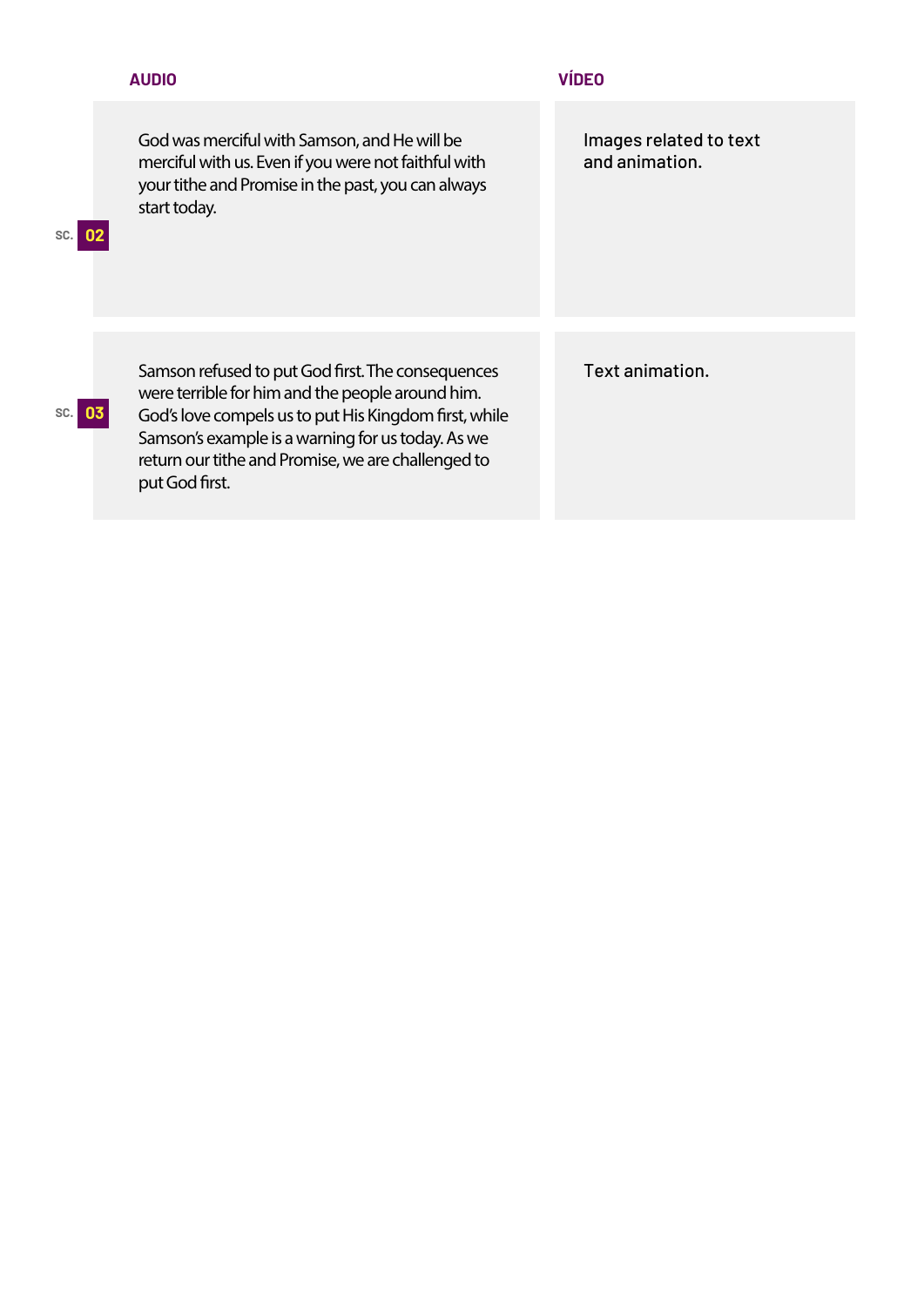| | AUDIO | VÍDEO |
|---|---|---|
| SC. 02 | God was merciful with Samson, and He will be merciful with us. Even if you were not faithful with your tithe and Promise in the past, you can always start today. | Images related to text and animation. |
| SC. 03 | Samson refused to put God first. The consequences were terrible for him and the people around him. God's love compels us to put His Kingdom first, while Samson's example is a warning for us today. As we return our tithe and Promise, we are challenged to put God first. | Text animation. |